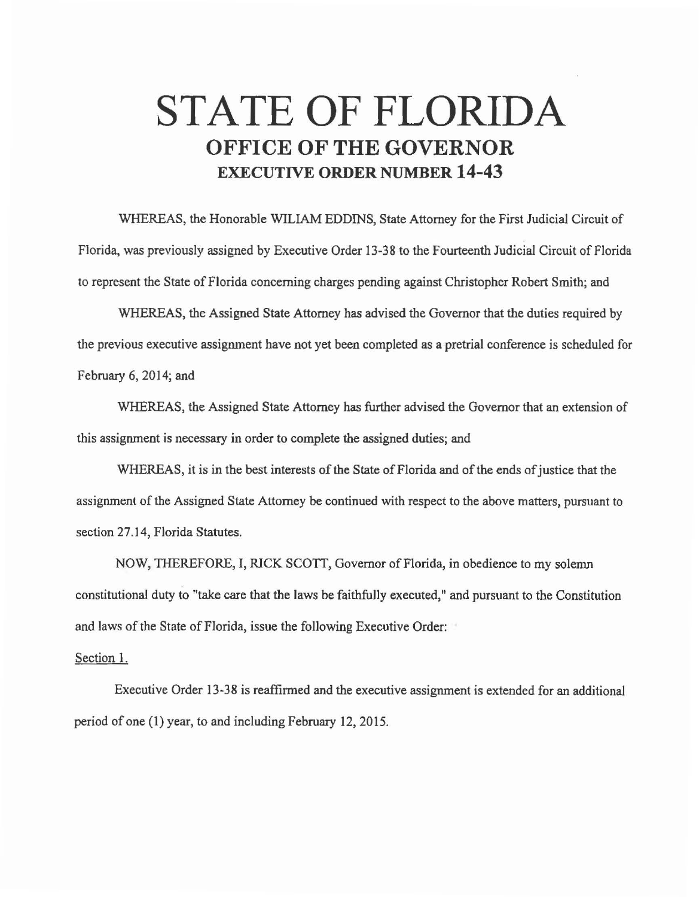# STATE OF FLORIDA

## OFFICE OF THE GOVERNOR

### EXECUTIVE ORDER NUMBER 14-43

WHEREAS, the Honorable WILIAM EDDINS, State Attorney for the First Judicial Circuit of Florida, was previously assigned by Executive Order 13-38 to the Fourteenth Judicial Circuit of Florida to represent the State of Florida concerning charges pending against Christopher Robert Smith; and

WHEREAS, the Assigned State Attorney has advised the Governor that the duties required by the previous executive assignment have not yet been completed as a pretrial conference is scheduled for February 6, 2014; and

WHEREAS, the Assigned State Attorney has further advised the Governor that an extension of this assignment is necessary in order to complete the assigned duties; and

WHEREAS, it is in the best interests of the State of Florida and of the ends of justice that the assignment of the Assigned State Attorney be continued with respect to the above matters, pursuant to section 27.14, Florida Statutes.

NOW, THEREFORE, I, RICK SCOTT, Governor of Florida, in obedience to my solemn constitutional duty to "take care that the laws be faithfully executed," and pursuant to the Constitution and laws of the State of Florida, issue the following Executive Order:

Section 1.

Executive Order 13-38 is reaffirmed and the executive assignment is extended for an additional period of one (1) year, to and including February 12, 2015.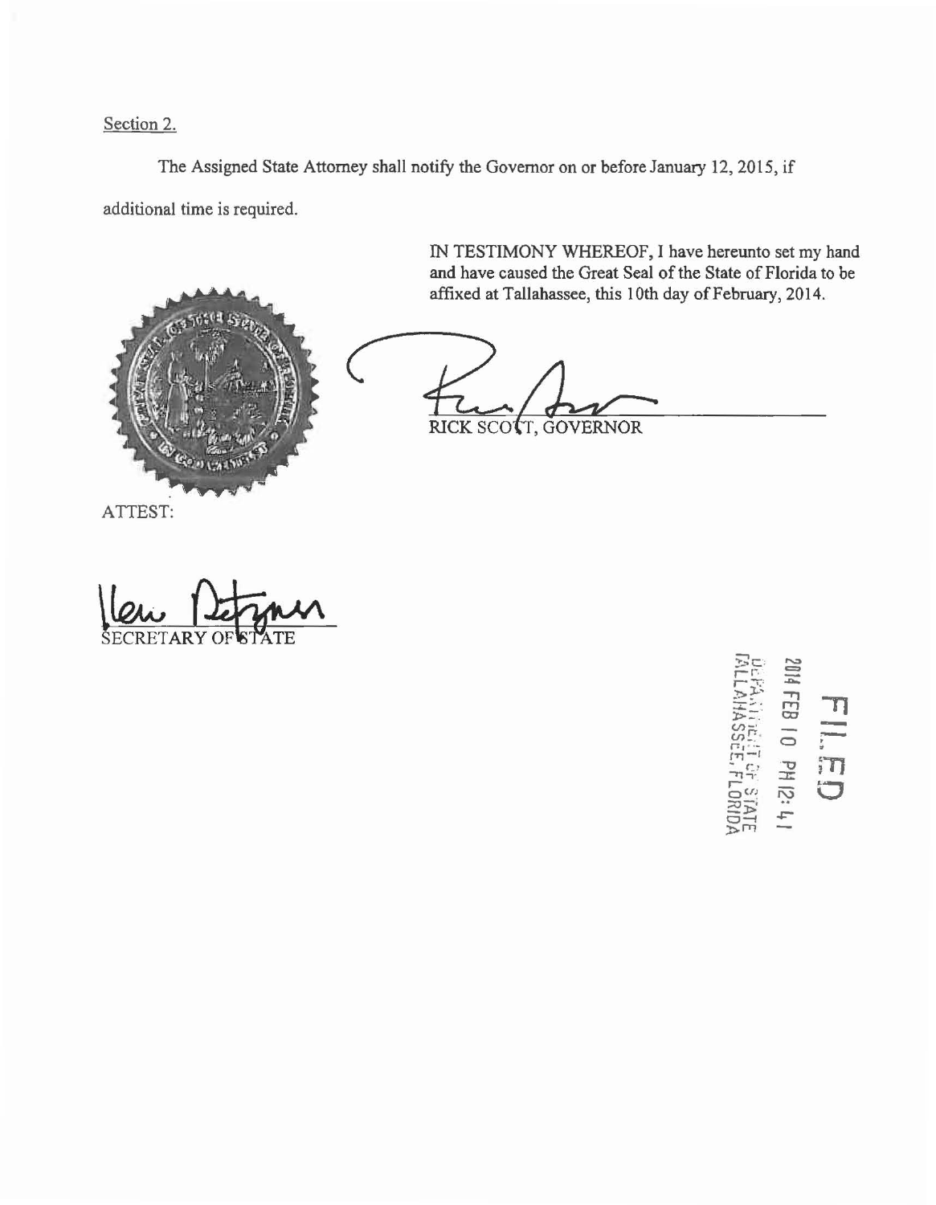Section 2.

The Assigned State Attorney shall notify the Governor on or before January 12, 2015, if additional time is required.

IN TESTIMONY WHEREOF, I have hereunto set my hand and have caused the Great Seal of the State of Florida to be affixed at Tallahassee, this 10th day of February, 2014.

RICK SCOTT, GOVERNOR

ATTEST:

SECRETARY OF STATE

FILED

2014 FEB 10 PM 12:41

DEPARTMENT OF STATE
TALLAHASSEE, FLORIDA